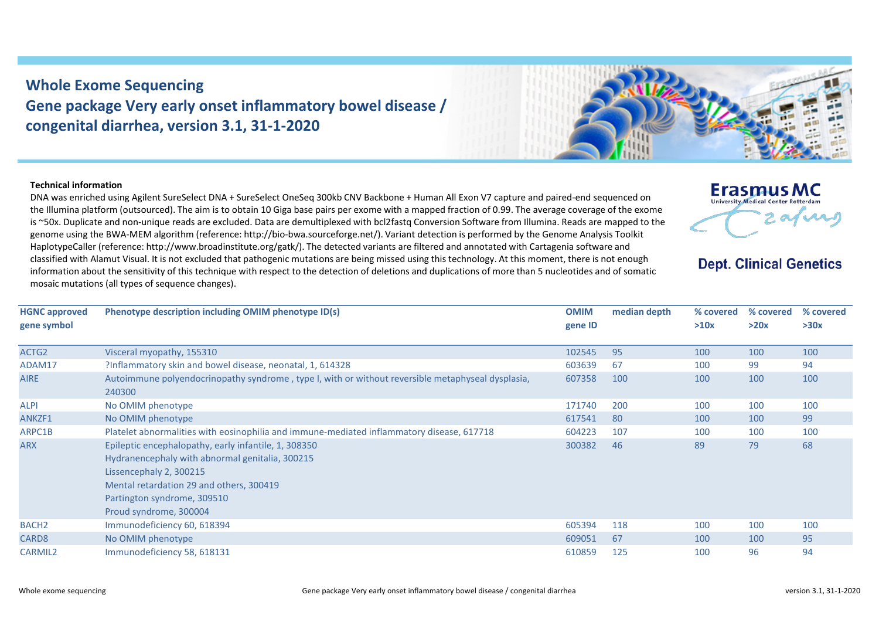# Whole Exome Sequencing
## Gene package Very early onset inflammatory bowel disease / congenital diarrhea, version 3.1, 31-1-2020

**Technical information**

DNA was enriched using Agilent SureSelect DNA + SureSelect OneSeq 300kb CNV Backbone + Human All Exon V7 capture and paired-end sequenced on the Illumina platform (outsourced). The aim is to obtain 10 Giga base pairs per exome with a mapped fraction of 0.99. The average coverage of the exome is ~50x. Duplicate and non-unique reads are excluded. Data are demultiplexed with bcl2fastq Conversion Software from Illumina. Reads are mapped to the genome using the BWA-MEM algorithm (reference: http://bio-bwa.sourceforge.net/). Variant detection is performed by the Genome Analysis Toolkit HaplotypeCaller (reference: http://www.broadinstitute.org/gatk/). The detected variants are filtered and annotated with Cartagenia software and classified with Alamut Visual. It is not excluded that pathogenic mutations are being missed using this technology. At this moment, there is not enough information about the sensitivity of this technique with respect to the detection of deletions and duplications of more than 5 nucleotides and of somatic mosaic mutations (all types of sequence changes).

| HGNC approved gene symbol | Phenotype description including OMIM phenotype ID(s) | OMIM gene ID | median depth | % covered >10x | % covered >20x | % covered >30x |
|---|---|---|---|---|---|---|
| ACTG2 | Visceral myopathy, 155310 | 102545 | 95 | 100 | 100 | 100 |
| ADAM17 | ?Inflammatory skin and bowel disease, neonatal, 1, 614328 | 603639 | 67 | 100 | 99 | 94 |
| AIRE | Autoimmune polyendocrinopathy syndrome , type I, with or without reversible metaphyseal dysplasia, 240300 | 607358 | 100 | 100 | 100 | 100 |
| ALPI | No OMIM phenotype | 171740 | 200 | 100 | 100 | 100 |
| ANKZF1 | No OMIM phenotype | 617541 | 80 | 100 | 100 | 99 |
| ARPC1B | Platelet abnormalities with eosinophilia and immune-mediated inflammatory disease, 617718 | 604223 | 107 | 100 | 100 | 100 |
| ARX | Epileptic encephalopathy, early infantile, 1, 308350<br>Hydranencephaly with abnormal genitalia, 300215<br>Lissencephaly 2, 300215<br>Mental retardation 29 and others, 300419<br>Partington syndrome, 309510<br>Proud syndrome, 300004 | 300382 | 46 | 89 | 79 | 68 |
| BACH2 | Immunodeficiency 60, 618394 | 605394 | 118 | 100 | 100 | 100 |
| CARD8 | No OMIM phenotype | 609051 | 67 | 100 | 100 | 95 |
| CARMIL2 | Immunodeficiency 58, 618131 | 610859 | 125 | 100 | 96 | 94 |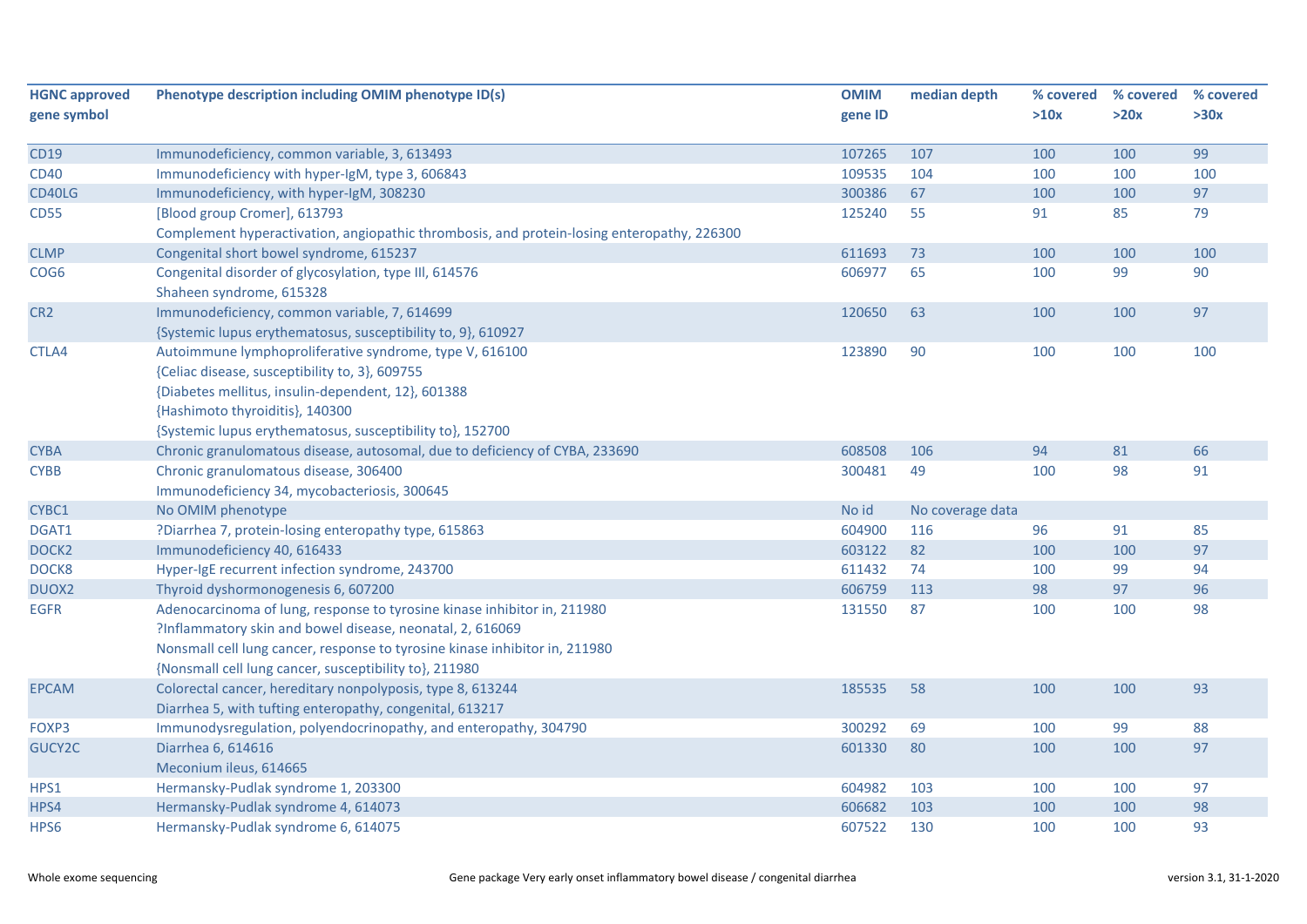| HGNC approved gene symbol | Phenotype description including OMIM phenotype ID(s) | OMIM gene ID | median depth | % covered >10x | % covered >20x | % covered >30x |
|---|---|---|---|---|---|---|
| CD19 | Immunodeficiency, common variable, 3, 613493 | 107265 | 107 | 100 | 100 | 99 |
| CD40 | Immunodeficiency with hyper-IgM, type 3, 606843 | 109535 | 104 | 100 | 100 | 100 |
| CD40LG | Immunodeficiency, with hyper-IgM, 308230 | 300386 | 67 | 100 | 100 | 97 |
| CD55 | [Blood group Cromer], 613793<br>Complement hyperactivation, angiopathic thrombosis, and protein-losing enteropathy, 226300 | 125240 | 55 | 91 | 85 | 79 |
| CLMP | Congenital short bowel syndrome, 615237 | 611693 | 73 | 100 | 100 | 100 |
| COG6 | Congenital disorder of glycosylation, type III, 614576<br>Shaheen syndrome, 615328 | 606977 | 65 | 100 | 99 | 90 |
| CR2 | Immunodeficiency, common variable, 7, 614699<br>{Systemic lupus erythematosus, susceptibility to, 9}, 610927 | 120650 | 63 | 100 | 100 | 97 |
| CTLA4 | Autoimmune lymphoproliferative syndrome, type V, 616100<br>{Celiac disease, susceptibility to, 3}, 609755<br>{Diabetes mellitus, insulin-dependent, 12}, 601388<br>{Hashimoto thyroiditis}, 140300<br>{Systemic lupus erythematosus, susceptibility to}, 152700 | 123890 | 90 | 100 | 100 | 100 |
| CYBA | Chronic granulomatous disease, autosomal, due to deficiency of CYBA, 233690 | 608508 | 106 | 94 | 81 | 66 |
| CYBB | Chronic granulomatous disease, 306400<br>Immunodeficiency 34, mycobacteriosis, 300645 | 300481 | 49 | 100 | 98 | 91 |
| CYBC1 | No OMIM phenotype | No id | No coverage data | | | |
| DGAT1 | ?Diarrhea 7, protein-losing enteropathy type, 615863 | 604900 | 116 | 96 | 91 | 85 |
| DOCK2 | Immunodeficiency 40, 616433 | 603122 | 82 | 100 | 100 | 97 |
| DOCK8 | Hyper-IgE recurrent infection syndrome, 243700 | 611432 | 74 | 100 | 99 | 94 |
| DUOX2 | Thyroid dyshormonogenesis 6, 607200 | 606759 | 113 | 98 | 97 | 96 |
| EGFR | Adenocarcinoma of lung, response to tyrosine kinase inhibitor in, 211980<br>?Inflammatory skin and bowel disease, neonatal, 2, 616069<br>Nonsmall cell lung cancer, response to tyrosine kinase inhibitor in, 211980<br>{Nonsmall cell lung cancer, susceptibility to}, 211980 | 131550 | 87 | 100 | 100 | 98 |
| EPCAM | Colorectal cancer, hereditary nonpolyposis, type 8, 613244<br>Diarrhea 5, with tufting enteropathy, congenital, 613217 | 185535 | 58 | 100 | 100 | 93 |
| FOXP3 | Immunodysregulation, polyendocrinopathy, and enteropathy, 304790 | 300292 | 69 | 100 | 99 | 88 |
| GUCY2C | Diarrhea 6, 614616<br>Meconium ileus, 614665 | 601330 | 80 | 100 | 100 | 97 |
| HPS1 | Hermansky-Pudlak syndrome 1, 203300 | 604982 | 103 | 100 | 100 | 97 |
| HPS4 | Hermansky-Pudlak syndrome 4, 614073 | 606682 | 103 | 100 | 100 | 98 |
| HPS6 | Hermansky-Pudlak syndrome 6, 614075 | 607522 | 130 | 100 | 100 | 93 |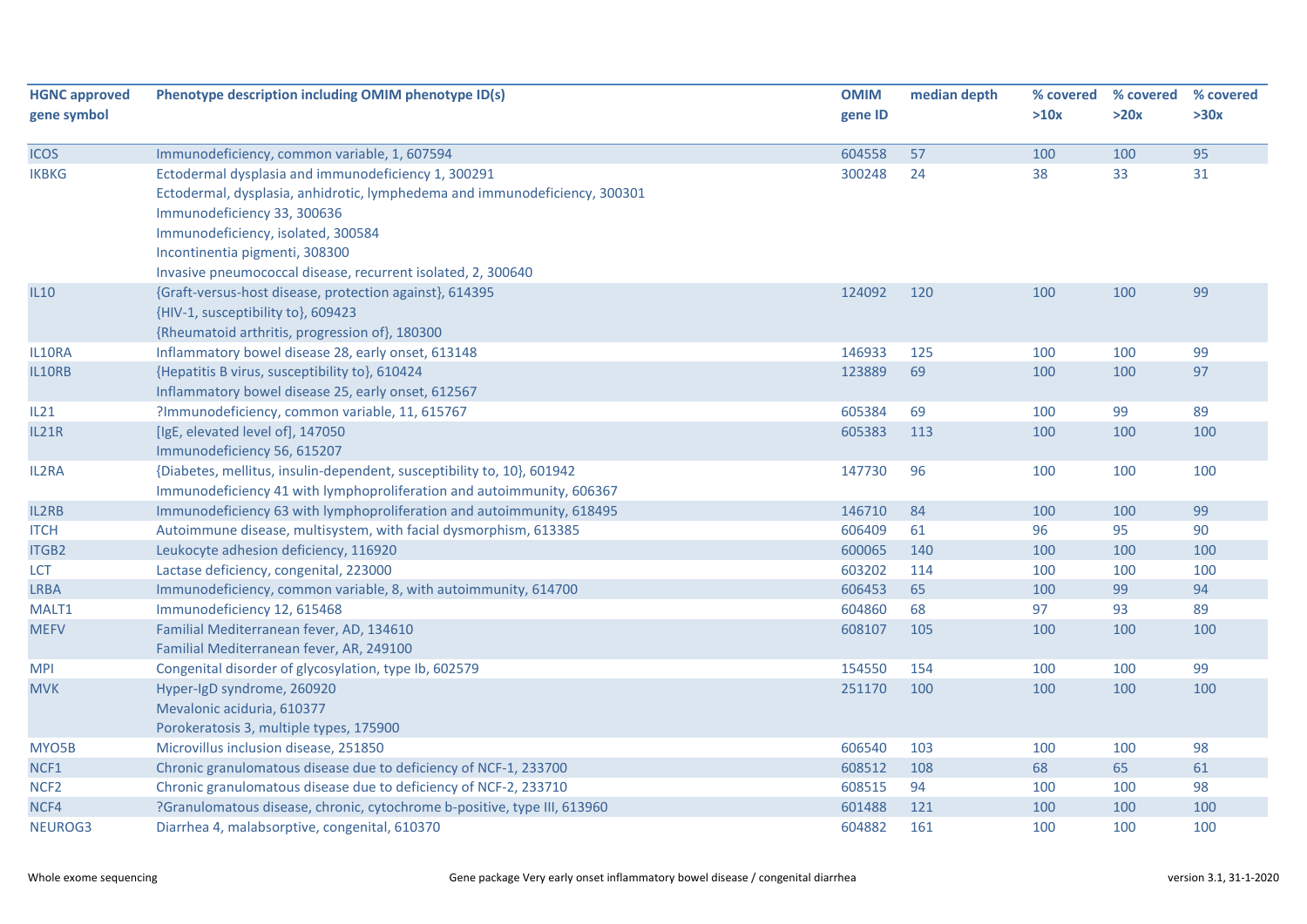| HGNC approved gene symbol | Phenotype description including OMIM phenotype ID(s) | OMIM gene ID | median depth | % covered >10x | % covered >20x | % covered >30x |
|---|---|---|---|---|---|---|
| ICOS | Immunodeficiency, common variable, 1, 607594 | 604558 | 57 | 100 | 100 | 95 |
| IKBKG | Ectodermal dysplasia and immunodeficiency 1, 300291<br>Ectodermal, dysplasia, anhidrotic, lymphedema and immunodeficiency, 300301<br>Immunodeficiency 33, 300636<br>Immunodeficiency, isolated, 300584<br>Incontinentia pigmenti, 308300<br>Invasive pneumococcal disease, recurrent isolated, 2, 300640 | 300248 | 24 | 38 | 33 | 31 |
| IL10 | {Graft-versus-host disease, protection against}, 614395<br>{HIV-1, susceptibility to}, 609423<br>{Rheumatoid arthritis, progression of}, 180300 | 124092 | 120 | 100 | 100 | 99 |
| IL10RA | Inflammatory bowel disease 28, early onset, 613148 | 146933 | 125 | 100 | 100 | 99 |
| IL10RB | {Hepatitis B virus, susceptibility to}, 610424<br>Inflammatory bowel disease 25, early onset, 612567 | 123889 | 69 | 100 | 100 | 97 |
| IL21 | ?Immunodeficiency, common variable, 11, 615767 | 605384 | 69 | 100 | 99 | 89 |
| IL21R | [IgE, elevated level of], 147050<br>Immunodeficiency 56, 615207 | 605383 | 113 | 100 | 100 | 100 |
| IL2RA | {Diabetes, mellitus, insulin-dependent, susceptibility to, 10}, 601942<br>Immunodeficiency 41 with lymphoproliferation and autoimmunity, 606367 | 147730 | 96 | 100 | 100 | 100 |
| IL2RB | Immunodeficiency 63 with lymphoproliferation and autoimmunity, 618495 | 146710 | 84 | 100 | 100 | 99 |
| ITCH | Autoimmune disease, multisystem, with facial dysmorphism, 613385 | 606409 | 61 | 96 | 95 | 90 |
| ITGB2 | Leukocyte adhesion deficiency, 116920 | 600065 | 140 | 100 | 100 | 100 |
| LCT | Lactase deficiency, congenital, 223000 | 603202 | 114 | 100 | 100 | 100 |
| LRBA | Immunodeficiency, common variable, 8, with autoimmunity, 614700 | 606453 | 65 | 100 | 99 | 94 |
| MALT1 | Immunodeficiency 12, 615468 | 604860 | 68 | 97 | 93 | 89 |
| MEFV | Familial Mediterranean fever, AD, 134610<br>Familial Mediterranean fever, AR, 249100 | 608107 | 105 | 100 | 100 | 100 |
| MPI | Congenital disorder of glycosylation, type Ib, 602579 | 154550 | 154 | 100 | 100 | 99 |
| MVK | Hyper-IgD syndrome, 260920<br>Mevalonic aciduria, 610377<br>Porokeratosis 3, multiple types, 175900 | 251170 | 100 | 100 | 100 | 100 |
| MYO5B | Microvillus inclusion disease, 251850 | 606540 | 103 | 100 | 100 | 98 |
| NCF1 | Chronic granulomatous disease due to deficiency of NCF-1, 233700 | 608512 | 108 | 68 | 65 | 61 |
| NCF2 | Chronic granulomatous disease due to deficiency of NCF-2, 233710 | 608515 | 94 | 100 | 100 | 98 |
| NCF4 | ?Granulomatous disease, chronic, cytochrome b-positive, type III, 613960 | 601488 | 121 | 100 | 100 | 100 |
| NEUROG3 | Diarrhea 4, malabsorptive, congenital, 610370 | 604882 | 161 | 100 | 100 | 100 |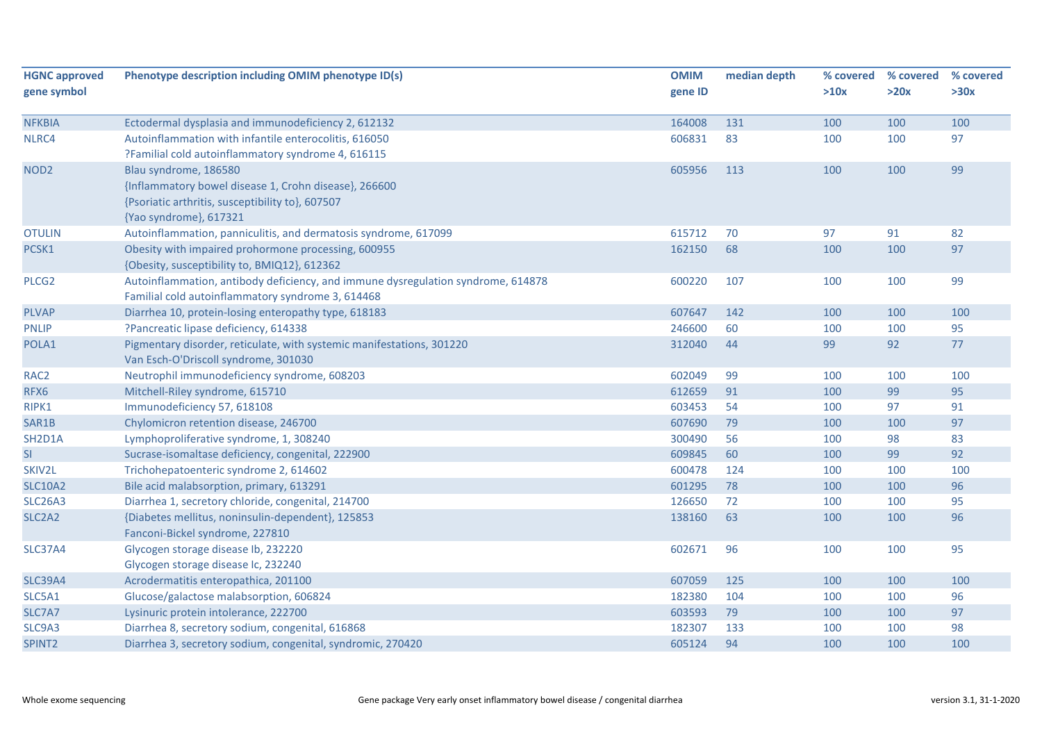| HGNC approved gene symbol | Phenotype description including OMIM phenotype ID(s) | OMIM gene ID | median depth | % covered >10x | % covered >20x | % covered >30x |
|---|---|---|---|---|---|---|
| NFKBIA | Ectodermal dysplasia and immunodeficiency 2, 612132 | 164008 | 131 | 100 | 100 | 100 |
| NLRC4 | Autoinflammation with infantile enterocolitis, 616050<br>?Familial cold autoinflammatory syndrome 4, 616115 | 606831 | 83 | 100 | 100 | 97 |
| NOD2 | Blau syndrome, 186580<br>{Inflammatory bowel disease 1, Crohn disease}, 266600<br>{Psoriatic arthritis, susceptibility to}, 607507<br>{Yao syndrome}, 617321 | 605956 | 113 | 100 | 100 | 99 |
| OTULIN | Autoinflammation, panniculitis, and dermatosis syndrome, 617099 | 615712 | 70 | 97 | 91 | 82 |
| PCSK1 | Obesity with impaired prohormone processing, 600955<br>{Obesity, susceptibility to, BMIQ12}, 612362 | 162150 | 68 | 100 | 100 | 97 |
| PLCG2 | Autoinflammation, antibody deficiency, and immune dysregulation syndrome, 614878<br>Familial cold autoinflammatory syndrome 3, 614468 | 600220 | 107 | 100 | 100 | 99 |
| PLVAP | Diarrhea 10, protein-losing enteropathy type, 618183 | 607647 | 142 | 100 | 100 | 100 |
| PNLIP | ?Pancreatic lipase deficiency, 614338 | 246600 | 60 | 100 | 100 | 95 |
| POLA1 | Pigmentary disorder, reticulate, with systemic manifestations, 301220<br>Van Esch-O'Driscoll syndrome, 301030 | 312040 | 44 | 99 | 92 | 77 |
| RAC2 | Neutrophil immunodeficiency syndrome, 608203 | 602049 | 99 | 100 | 100 | 100 |
| RFX6 | Mitchell-Riley syndrome, 615710 | 612659 | 91 | 100 | 99 | 95 |
| RIPK1 | Immunodeficiency 57, 618108 | 603453 | 54 | 100 | 97 | 91 |
| SAR1B | Chylomicron retention disease, 246700 | 607690 | 79 | 100 | 100 | 97 |
| SH2D1A | Lymphoproliferative syndrome, 1, 308240 | 300490 | 56 | 100 | 98 | 83 |
| SI | Sucrase-isomaltase deficiency, congenital, 222900 | 609845 | 60 | 100 | 99 | 92 |
| SKIV2L | Trichohepatoenteric syndrome 2, 614602 | 600478 | 124 | 100 | 100 | 100 |
| SLC10A2 | Bile acid malabsorption, primary, 613291 | 601295 | 78 | 100 | 100 | 96 |
| SLC26A3 | Diarrhea 1, secretory chloride, congenital, 214700 | 126650 | 72 | 100 | 100 | 95 |
| SLC2A2 | {Diabetes mellitus, noninsulin-dependent}, 125853<br>Fanconi-Bickel syndrome, 227810 | 138160 | 63 | 100 | 100 | 96 |
| SLC37A4 | Glycogen storage disease Ib, 232220<br>Glycogen storage disease Ic, 232240 | 602671 | 96 | 100 | 100 | 95 |
| SLC39A4 | Acrodermatitis enteropathica, 201100 | 607059 | 125 | 100 | 100 | 100 |
| SLC5A1 | Glucose/galactose malabsorption, 606824 | 182380 | 104 | 100 | 100 | 96 |
| SLC7A7 | Lysinuric protein intolerance, 222700 | 603593 | 79 | 100 | 100 | 97 |
| SLC9A3 | Diarrhea 8, secretory sodium, congenital, 616868 | 182307 | 133 | 100 | 100 | 98 |
| SPINT2 | Diarrhea 3, secretory sodium, congenital, syndromic, 270420 | 605124 | 94 | 100 | 100 | 100 |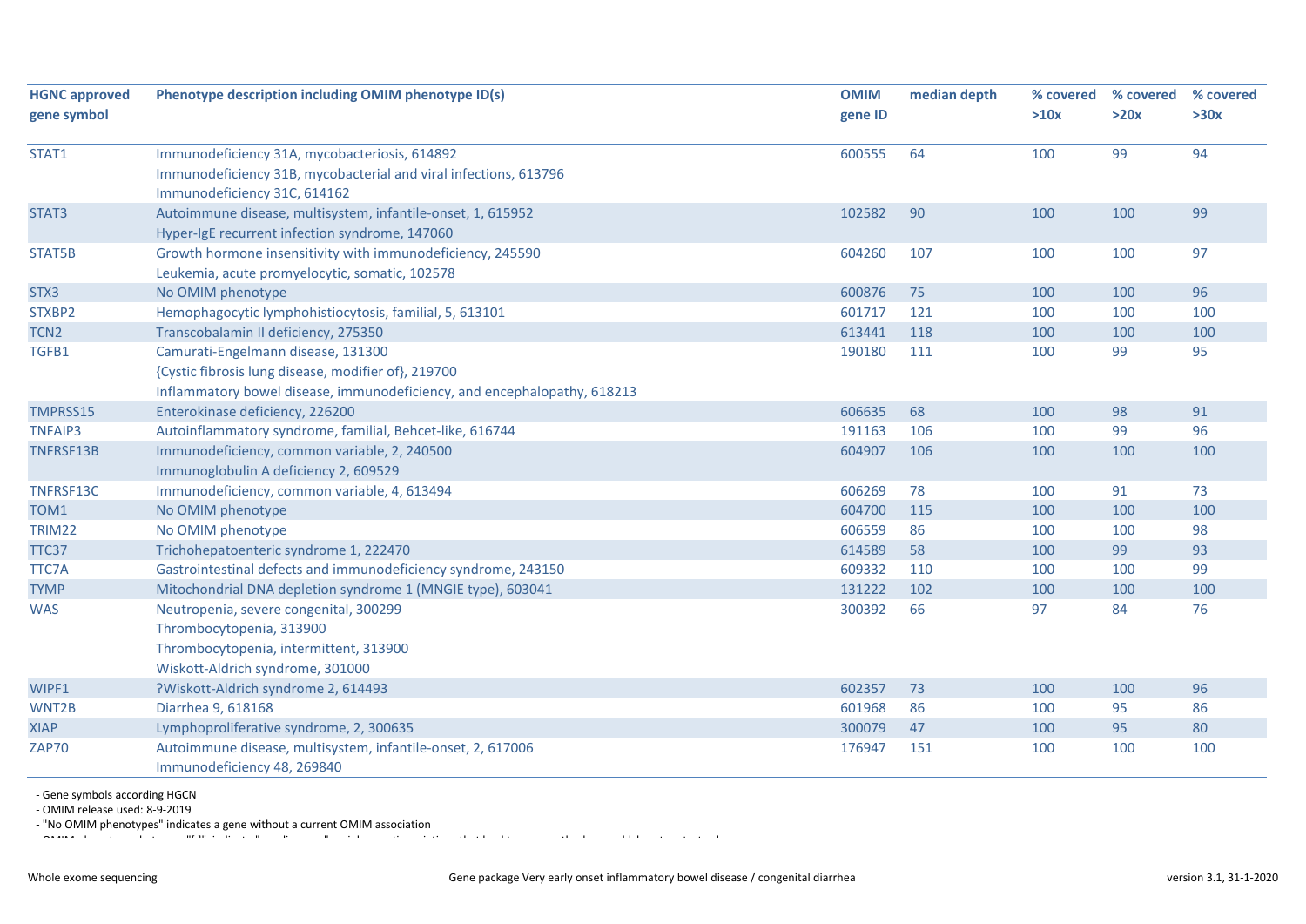| HGNC approved gene symbol | Phenotype description including OMIM phenotype ID(s) | OMIM gene ID | median depth | % covered >10x | % covered >20x | % covered >30x |
|---|---|---|---|---|---|---|
| STAT1 | Immunodeficiency 31A, mycobacteriosis, 614892<br>Immunodeficiency 31B, mycobacterial and viral infections, 613796<br>Immunodeficiency 31C, 614162 | 600555 | 64 | 100 | 99 | 94 |
| STAT3 | Autoimmune disease, multisystem, infantile-onset, 1, 615952<br>Hyper-IgE recurrent infection syndrome, 147060 | 102582 | 90 | 100 | 100 | 99 |
| STAT5B | Growth hormone insensitivity with immunodeficiency, 245590<br>Leukemia, acute promyelocytic, somatic, 102578 | 604260 | 107 | 100 | 100 | 97 |
| STX3 | No OMIM phenotype | 600876 | 75 | 100 | 100 | 96 |
| STXBP2 | Hemophagocytic lymphohistiocytosis, familial, 5, 613101 | 601717 | 121 | 100 | 100 | 100 |
| TCN2 | Transcobalamin II deficiency, 275350 | 613441 | 118 | 100 | 100 | 100 |
| TGFB1 | Camurati-Engelmann disease, 131300<br>{Cystic fibrosis lung disease, modifier of}, 219700<br>Inflammatory bowel disease, immunodeficiency, and encephalopathy, 618213 | 190180 | 111 | 100 | 99 | 95 |
| TMPRSS15 | Enterokinase deficiency, 226200 | 606635 | 68 | 100 | 98 | 91 |
| TNFAIP3 | Autoinflammatory syndrome, familial, Behcet-like, 616744 | 191163 | 106 | 100 | 99 | 96 |
| TNFRSF13B | Immunodeficiency, common variable, 2, 240500<br>Immunoglobulin A deficiency 2, 609529 | 604907 | 106 | 100 | 100 | 100 |
| TNFRSF13C | Immunodeficiency, common variable, 4, 613494 | 606269 | 78 | 100 | 91 | 73 |
| TOM1 | No OMIM phenotype | 604700 | 115 | 100 | 100 | 100 |
| TRIM22 | No OMIM phenotype | 606559 | 86 | 100 | 100 | 98 |
| TTC37 | Trichohepatoenteric syndrome 1, 222470 | 614589 | 58 | 100 | 99 | 93 |
| TTC7A | Gastrointestinal defects and immunodeficiency syndrome, 243150 | 609332 | 110 | 100 | 100 | 99 |
| TYMP | Mitochondrial DNA depletion syndrome 1 (MNGIE type), 603041 | 131222 | 102 | 100 | 100 | 100 |
| WAS | Neutropenia, severe congenital, 300299<br>Thrombocytopenia, 313900<br>Thrombocytopenia, intermittent, 313900<br>Wiskott-Aldrich syndrome, 301000 | 300392 | 66 | 97 | 84 | 76 |
| WIPF1 | ?Wiskott-Aldrich syndrome 2, 614493 | 602357 | 73 | 100 | 100 | 96 |
| WNT2B | Diarrhea 9, 618168 | 601968 | 86 | 100 | 95 | 86 |
| XIAP | Lymphoproliferative syndrome, 2, 300635 | 300079 | 47 | 100 | 95 | 80 |
| ZAP70 | Autoimmune disease, multisystem, infantile-onset, 2, 617006<br>Immunodeficiency 48, 269840 | 176947 | 151 | 100 | 100 | 100 |

- Gene symbols according HGCN
- OMIM release used: 8-9-2019
- "No OMIM phenotypes" indicates a gene without a current OMIM association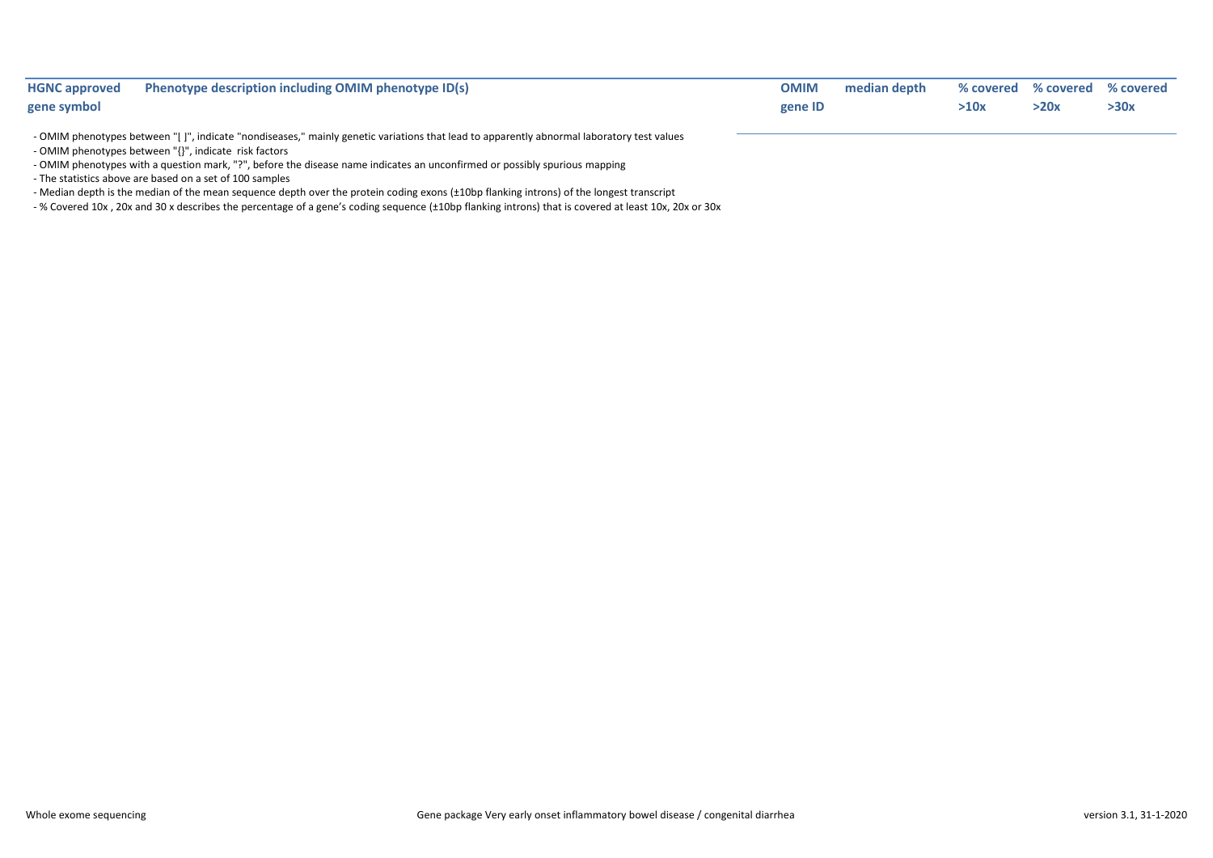| HGNC approved gene symbol | Phenotype description including OMIM phenotype ID(s) | OMIM gene ID | median depth | % covered >10x | % covered >20x | % covered >30x |
|---|---|---|---|---|---|---|

- OMIM phenotypes between "[ ]", indicate "nondiseases," mainly genetic variations that lead to apparently abnormal laboratory test values
- OMIM phenotypes between "{}", indicate risk factors
- OMIM phenotypes with a question mark, "?", before the disease name indicates an unconfirmed or possibly spurious mapping
- The statistics above are based on a set of 100 samples
- Median depth is the median of the mean sequence depth over the protein coding exons (±10bp flanking introns) of the longest transcript
- % Covered 10x , 20x and 30 x describes the percentage of a gene's coding sequence (±10bp flanking introns) that is covered at least 10x, 20x or 30x